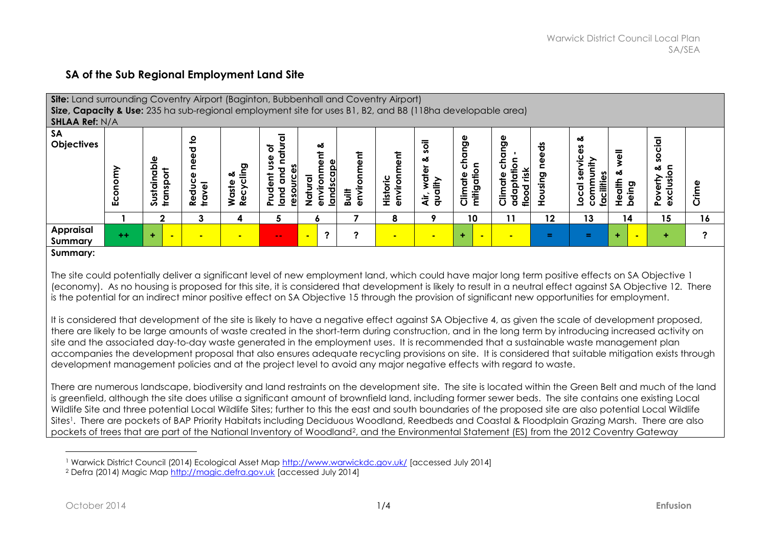## SA of the Sub Regional Employment Land Site

**Site:** Land surrounding Coventry Airport (Baginton, Bubbenhall and Coventry Airport)
**Size, Capacity & Use:** 235 ha sub-regional employment site for uses B1, B2, and B8 (118ha developable area)
**SHLAA Ref:** N/A

| SA Objectives | Economy | Sustainable transport | | Reduce need to travel | Waste & Recycling | Prudent use of land and natural resources | Natural environment & landscape | | Built environment | Historic environment | Air, water & soil quality | Climate change mitigation | | Climate change adaptation - flood risk | Housing needs | Local services & community facilities | Health & well being | | Poverty & social exclusion | Crime |
|---|---|---|---|---|---|---|---|---|---|---|---|---|---|---|---|---|---|---|---|---|
| | 1 | 2 | | 3 | 4 | 5 | 6 | | 7 | 8 | 9 | 10 | | 11 | 12 | 13 | 14 | | 15 | 16 |
| **Appraisal Summary** | ++ | + | - | - | - | -- | - | ? | ? | - | - | + | - | - | = | = | + | - | + | ? |

**Summary:**

The site could potentially deliver a significant level of new employment land, which could have major long term positive effects on SA Objective 1 (economy). As no housing is proposed for this site, it is considered that development is likely to result in a neutral effect against SA Objective 12. There is the potential for an indirect minor positive effect on SA Objective 15 through the provision of significant new opportunities for employment.

It is considered that development of the site is likely to have a negative effect against SA Objective 4, as given the scale of development proposed, there are likely to be large amounts of waste created in the short-term during construction, and in the long term by introducing increased activity on site and the associated day-to-day waste generated in the employment uses. It is recommended that a sustainable waste management plan accompanies the development proposal that also ensures adequate recycling provisions on site. It is considered that suitable mitigation exists through development management policies and at the project level to avoid any major negative effects with regard to waste.

There are numerous landscape, biodiversity and land restraints on the development site. The site is located within the Green Belt and much of the land is greenfield, although the site does utilise a significant amount of brownfield land, including former sewer beds. The site contains one existing Local Wildlife Site and three potential Local Wildlife Sites; further to this the east and south boundaries of the proposed site are also potential Local Wildlife Sites[1]. There are pockets of BAP Priority Habitats including Deciduous Woodland, Reedbeds and Coastal & Floodplain Grazing Marsh. There are also pockets of trees that are part of the National Inventory of Woodland[2], and the Environmental Statement (ES) from the 2012 Coventry Gateway

---

[1] Warwick District Council (2014) Ecological Asset Map http://www.warwickdc.gov.uk/ [accessed July 2014]

[2] Defra (2014) Magic Map http://magic.defra.gov.uk [accessed July 2014]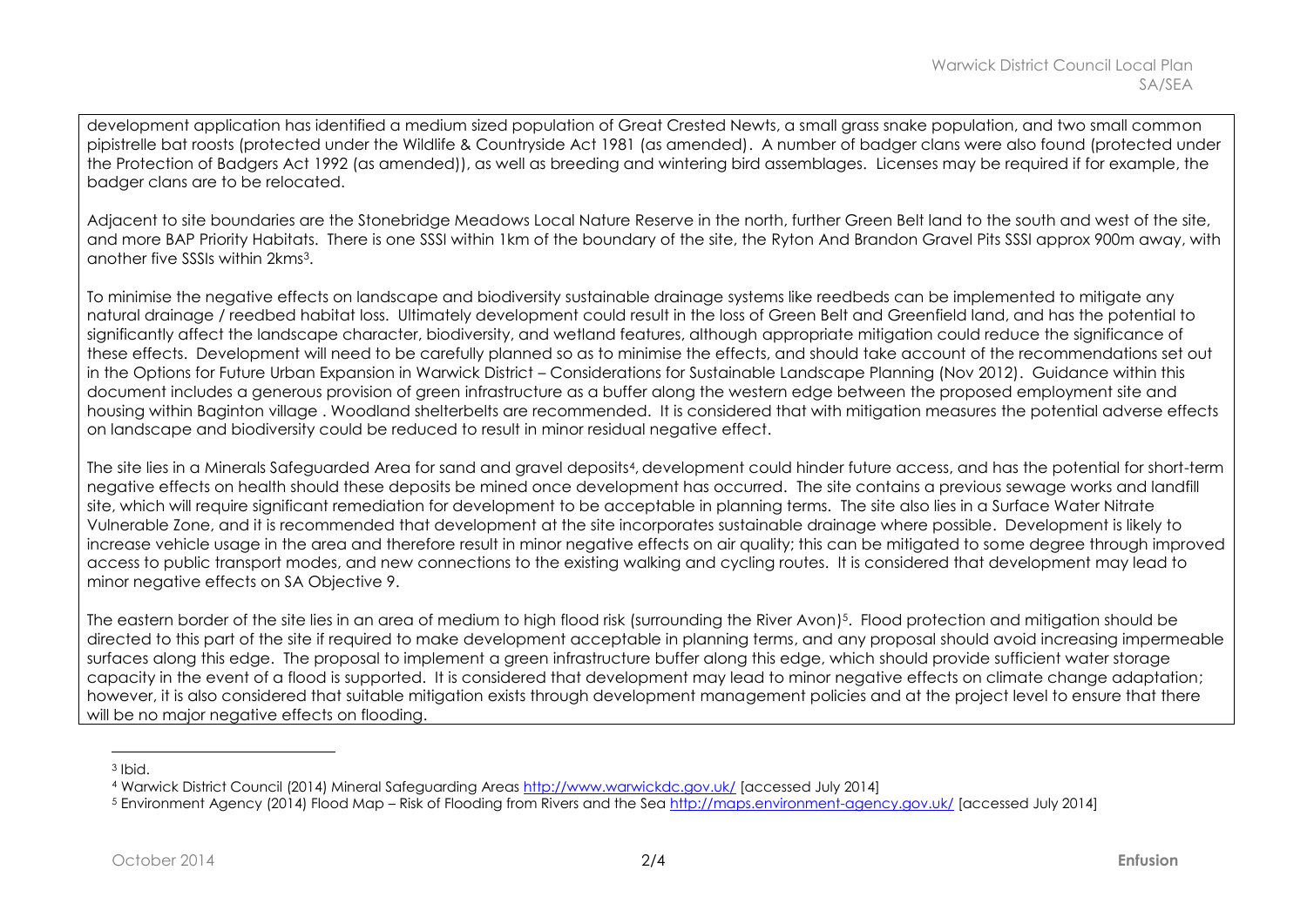development application has identified a medium sized population of Great Crested Newts, a small grass snake population, and two small common pipistrelle bat roosts (protected under the Wildlife & Countryside Act 1981 (as amended). A number of badger clans were also found (protected under the Protection of Badgers Act 1992 (as amended)), as well as breeding and wintering bird assemblages. Licenses may be required if for example, the badger clans are to be relocated.

Adjacent to site boundaries are the Stonebridge Meadows Local Nature Reserve in the north, further Green Belt land to the south and west of the site, and more BAP Priority Habitats. There is one SSSI within 1km of the boundary of the site, the Ryton And Brandon Gravel Pits SSSI approx 900m away, with another five SSSIs within 2kms[3].

To minimise the negative effects on landscape and biodiversity sustainable drainage systems like reedbeds can be implemented to mitigate any natural drainage / reedbed habitat loss. Ultimately development could result in the loss of Green Belt and Greenfield land, and has the potential to significantly affect the landscape character, biodiversity, and wetland features, although appropriate mitigation could reduce the significance of these effects. Development will need to be carefully planned so as to minimise the effects, and should take account of the recommendations set out in the Options for Future Urban Expansion in Warwick District – Considerations for Sustainable Landscape Planning (Nov 2012). Guidance within this document includes a generous provision of green infrastructure as a buffer along the western edge between the proposed employment site and housing within Baginton village . Woodland shelterbelts are recommended. It is considered that with mitigation measures the potential adverse effects on landscape and biodiversity could be reduced to result in minor residual negative effect.

The site lies in a Minerals Safeguarded Area for sand and gravel deposits[4], development could hinder future access, and has the potential for short-term negative effects on health should these deposits be mined once development has occurred. The site contains a previous sewage works and landfill site, which will require significant remediation for development to be acceptable in planning terms. The site also lies in a Surface Water Nitrate Vulnerable Zone, and it is recommended that development at the site incorporates sustainable drainage where possible. Development is likely to increase vehicle usage in the area and therefore result in minor negative effects on air quality; this can be mitigated to some degree through improved access to public transport modes, and new connections to the existing walking and cycling routes. It is considered that development may lead to minor negative effects on SA Objective 9.

The eastern border of the site lies in an area of medium to high flood risk (surrounding the River Avon)[5]. Flood protection and mitigation should be directed to this part of the site if required to make development acceptable in planning terms, and any proposal should avoid increasing impermeable surfaces along this edge. The proposal to implement a green infrastructure buffer along this edge, which should provide sufficient water storage capacity in the event of a flood is supported. It is considered that development may lead to minor negative effects on climate change adaptation; however, it is also considered that suitable mitigation exists through development management policies and at the project level to ensure that there will be no major negative effects on flooding.

---

[3] Ibid.

[4] Warwick District Council (2014) Mineral Safeguarding Areas http://www.warwickdc.gov.uk/ [accessed July 2014]

[5] Environment Agency (2014) Flood Map – Risk of Flooding from Rivers and the Sea http://maps.environment-agency.gov.uk/ [accessed July 2014]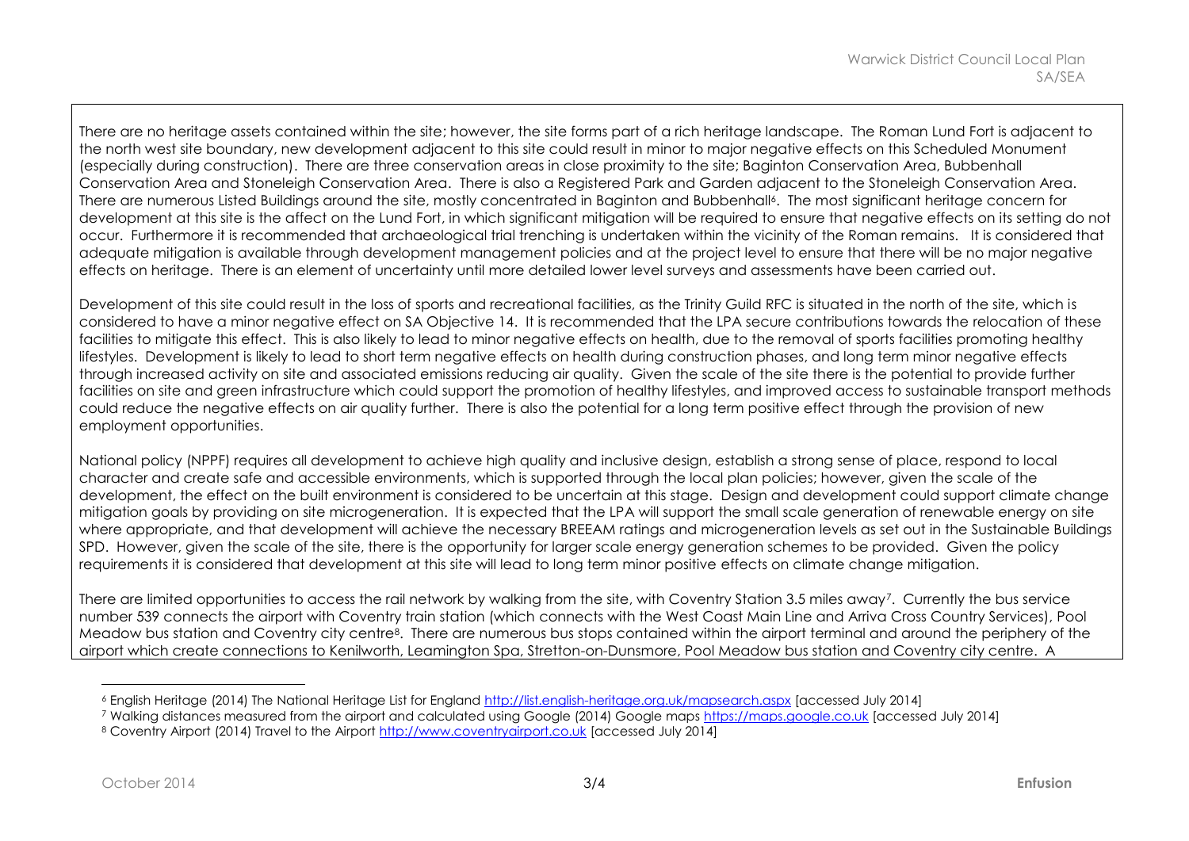There are no heritage assets contained within the site; however, the site forms part of a rich heritage landscape. The Roman Lund Fort is adjacent to the north west site boundary, new development adjacent to this site could result in minor to major negative effects on this Scheduled Monument (especially during construction). There are three conservation areas in close proximity to the site; Baginton Conservation Area, Bubbenhall Conservation Area and Stoneleigh Conservation Area. There is also a Registered Park and Garden adjacent to the Stoneleigh Conservation Area. There are numerous Listed Buildings around the site, mostly concentrated in Baginton and Bubbenhall[6]. The most significant heritage concern for development at this site is the affect on the Lund Fort, in which significant mitigation will be required to ensure that negative effects on its setting do not occur. Furthermore it is recommended that archaeological trial trenching is undertaken within the vicinity of the Roman remains. It is considered that adequate mitigation is available through development management policies and at the project level to ensure that there will be no major negative effects on heritage. There is an element of uncertainty until more detailed lower level surveys and assessments have been carried out.

Development of this site could result in the loss of sports and recreational facilities, as the Trinity Guild RFC is situated in the north of the site, which is considered to have a minor negative effect on SA Objective 14. It is recommended that the LPA secure contributions towards the relocation of these facilities to mitigate this effect. This is also likely to lead to minor negative effects on health, due to the removal of sports facilities promoting healthy lifestyles. Development is likely to lead to short term negative effects on health during construction phases, and long term minor negative effects through increased activity on site and associated emissions reducing air quality. Given the scale of the site there is the potential to provide further facilities on site and green infrastructure which could support the promotion of healthy lifestyles, and improved access to sustainable transport methods could reduce the negative effects on air quality further. There is also the potential for a long term positive effect through the provision of new employment opportunities.

National policy (NPPF) requires all development to achieve high quality and inclusive design, establish a strong sense of place, respond to local character and create safe and accessible environments, which is supported through the local plan policies; however, given the scale of the development, the effect on the built environment is considered to be uncertain at this stage. Design and development could support climate change mitigation goals by providing on site microgeneration. It is expected that the LPA will support the small scale generation of renewable energy on site where appropriate, and that development will achieve the necessary BREEAM ratings and microgeneration levels as set out in the Sustainable Buildings SPD. However, given the scale of the site, there is the opportunity for larger scale energy generation schemes to be provided. Given the policy requirements it is considered that development at this site will lead to long term minor positive effects on climate change mitigation.

There are limited opportunities to access the rail network by walking from the site, with Coventry Station 3.5 miles away[7]. Currently the bus service number 539 connects the airport with Coventry train station (which connects with the West Coast Main Line and Arriva Cross Country Services), Pool Meadow bus station and Coventry city centre[8]. There are numerous bus stops contained within the airport terminal and around the periphery of the airport which create connections to Kenilworth, Leamington Spa, Stretton-on-Dunsmore, Pool Meadow bus station and Coventry city centre. A

---

[6] English Heritage (2014) The National Heritage List for England http://list.english-heritage.org.uk/mapsearch.aspx [accessed July 2014]

[7] Walking distances measured from the airport and calculated using Google (2014) Google maps https://maps.google.co.uk [accessed July 2014]

[8] Coventry Airport (2014) Travel to the Airport http://www.coventryairport.co.uk [accessed July 2014]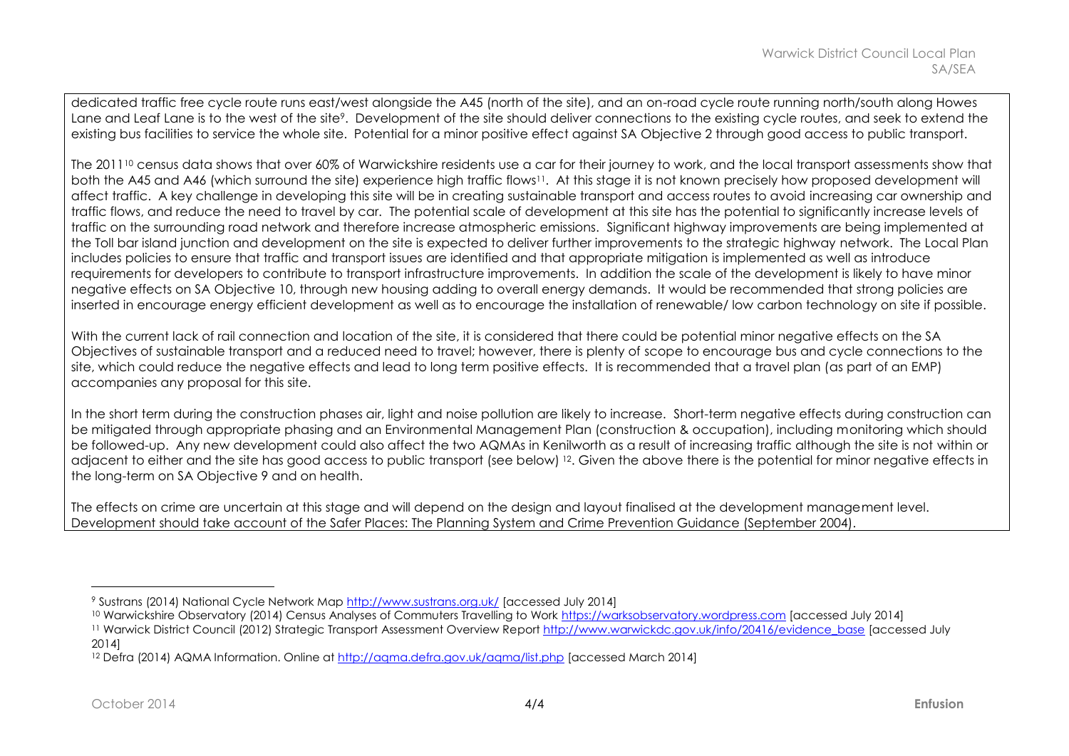dedicated traffic free cycle route runs east/west alongside the A45 (north of the site), and an on-road cycle route running north/south along Howes Lane and Leaf Lane is to the west of the site[9]. Development of the site should deliver connections to the existing cycle routes, and seek to extend the existing bus facilities to service the whole site. Potential for a minor positive effect against SA Objective 2 through good access to public transport.

The 2011[10] census data shows that over 60% of Warwickshire residents use a car for their journey to work, and the local transport assessments show that both the A45 and A46 (which surround the site) experience high traffic flows[11]. At this stage it is not known precisely how proposed development will affect traffic. A key challenge in developing this site will be in creating sustainable transport and access routes to avoid increasing car ownership and traffic flows, and reduce the need to travel by car. The potential scale of development at this site has the potential to significantly increase levels of traffic on the surrounding road network and therefore increase atmospheric emissions. Significant highway improvements are being implemented at the Toll bar island junction and development on the site is expected to deliver further improvements to the strategic highway network. The Local Plan includes policies to ensure that traffic and transport issues are identified and that appropriate mitigation is implemented as well as introduce requirements for developers to contribute to transport infrastructure improvements. In addition the scale of the development is likely to have minor negative effects on SA Objective 10, through new housing adding to overall energy demands. It would be recommended that strong policies are inserted in encourage energy efficient development as well as to encourage the installation of renewable/ low carbon technology on site if possible.

With the current lack of rail connection and location of the site, it is considered that there could be potential minor negative effects on the SA Objectives of sustainable transport and a reduced need to travel; however, there is plenty of scope to encourage bus and cycle connections to the site, which could reduce the negative effects and lead to long term positive effects. It is recommended that a travel plan (as part of an EMP) accompanies any proposal for this site.

In the short term during the construction phases air, light and noise pollution are likely to increase. Short-term negative effects during construction can be mitigated through appropriate phasing and an Environmental Management Plan (construction & occupation), including monitoring which should be followed-up. Any new development could also affect the two AQMAs in Kenilworth as a result of increasing traffic although the site is not within or adjacent to either and the site has good access to public transport (see below) [12]. Given the above there is the potential for minor negative effects in the long-term on SA Objective 9 and on health.

The effects on crime are uncertain at this stage and will depend on the design and layout finalised at the development management level. Development should take account of the Safer Places: The Planning System and Crime Prevention Guidance (September 2004).

---

[9] Sustrans (2014) National Cycle Network Map http://www.sustrans.org.uk/ [accessed July 2014]

[10] Warwickshire Observatory (2014) Census Analyses of Commuters Travelling to Work https://warksobservatory.wordpress.com [accessed July 2014]

[11] Warwick District Council (2012) Strategic Transport Assessment Overview Report http://www.warwickdc.gov.uk/info/20416/evidence_base [accessed July 2014]

[12] Defra (2014) AQMA Information. Online at http://aqma.defra.gov.uk/aqma/list.php [accessed March 2014]